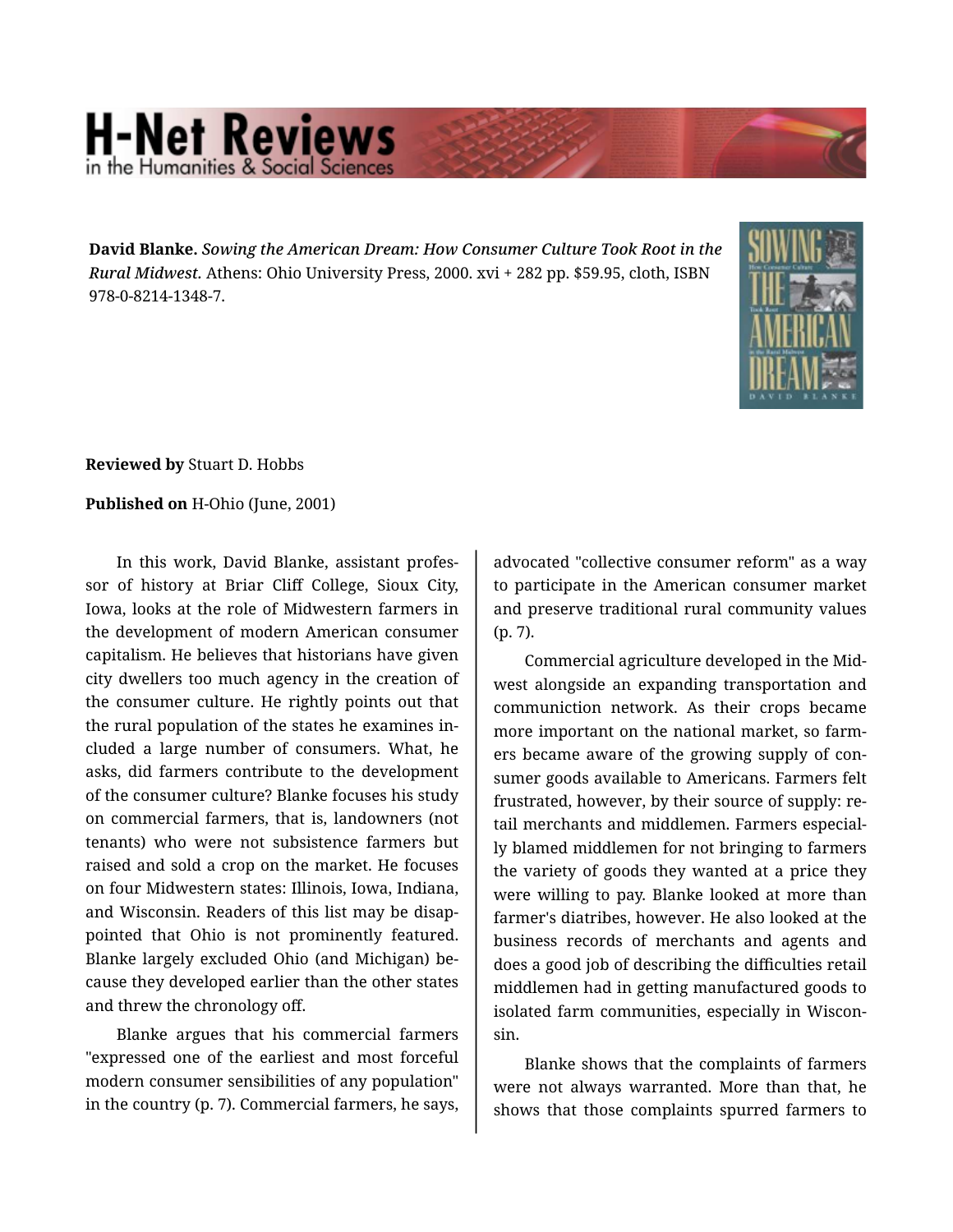# H-Net Reviews in the Humanities & Social Sciences

**David Blanke.** *Sowing the American Dream: How Consumer Culture Took Root in the Rural Midwest.* Athens: Ohio University Press, 2000. xvi + 282 pp. $59.95, cloth, ISBN 978-0-8214-1348-7.

**Reviewed by** Stuart D. Hobbs

**Published on** H-Ohio (June, 2001)

In this work, David Blanke, assistant professor of history at Briar Cliff College, Sioux City, Iowa, looks at the role of Midwestern farmers in the development of modern American consumer capitalism. He believes that historians have given city dwellers too much agency in the creation of the consumer culture. He rightly points out that the rural population of the states he examines included a large number of consumers. What, he asks, did farmers contribute to the development of the consumer culture? Blanke focuses his study on commercial farmers, that is, landowners (not tenants) who were not subsistence farmers but raised and sold a crop on the market. He focuses on four Midwestern states: Illinois, Iowa, Indiana, and Wisconsin. Readers of this list may be disappointed that Ohio is not prominently featured. Blanke largely excluded Ohio (and Michigan) because they developed earlier than the other states and threw the chronology off.

Blanke argues that his commercial farmers "expressed one of the earliest and most forceful modern consumer sensibilities of any population" in the country (p. 7). Commercial farmers, he says, advocated "collective consumer reform" as a way to participate in the American consumer market and preserve traditional rural community values (p. 7).

Commercial agriculture developed in the Midwest alongside an expanding transportation and communiction network. As their crops became more important on the national market, so farmers became aware of the growing supply of consumer goods available to Americans. Farmers felt frustrated, however, by their source of supply: retail merchants and middlemen. Farmers especially blamed middlemen for not bringing to farmers the variety of goods they wanted at a price they were willing to pay. Blanke looked at more than farmer's diatribes, however. He also looked at the business records of merchants and agents and does a good job of describing the difficulties retail middlemen had in getting manufactured goods to isolated farm communities, especially in Wisconsin.

Blanke shows that the complaints of farmers were not always warranted. More than that, he shows that those complaints spurred farmers to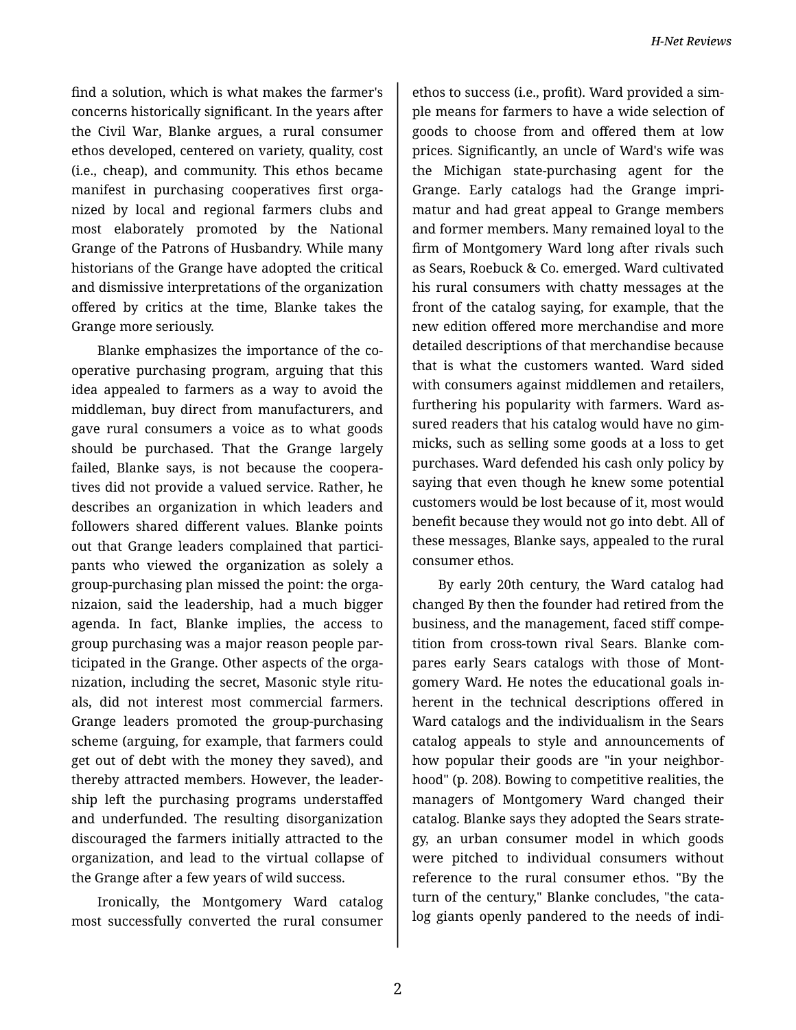find a solution, which is what makes the farmer's concerns historically significant. In the years after the Civil War, Blanke argues, a rural consumer ethos developed, centered on variety, quality, cost (i.e., cheap), and community. This ethos became manifest in purchasing cooperatives first organized by local and regional farmers clubs and most elaborately promoted by the National Grange of the Patrons of Husbandry. While many historians of the Grange have adopted the critical and dismissive interpretations of the organization offered by critics at the time, Blanke takes the Grange more seriously.

Blanke emphasizes the importance of the cooperative purchasing program, arguing that this idea appealed to farmers as a way to avoid the middleman, buy direct from manufacturers, and gave rural consumers a voice as to what goods should be purchased. That the Grange largely failed, Blanke says, is not because the cooperatives did not provide a valued service. Rather, he describes an organization in which leaders and followers shared different values. Blanke points out that Grange leaders complained that participants who viewed the organization as solely a group-purchasing plan missed the point: the organizaion, said the leadership, had a much bigger agenda. In fact, Blanke implies, the access to group purchasing was a major reason people participated in the Grange. Other aspects of the organization, including the secret, Masonic style rituals, did not interest most commercial farmers. Grange leaders promoted the group-purchasing scheme (arguing, for example, that farmers could get out of debt with the money they saved), and thereby attracted members. However, the leadership left the purchasing programs understaffed and underfunded. The resulting disorganization discouraged the farmers initially attracted to the organization, and lead to the virtual collapse of the Grange after a few years of wild success.

Ironically, the Montgomery Ward catalog most successfully converted the rural consumer ethos to success (i.e., profit). Ward provided a simple means for farmers to have a wide selection of goods to choose from and offered them at low prices. Significantly, an uncle of Ward's wife was the Michigan state-purchasing agent for the Grange. Early catalogs had the Grange imprimatur and had great appeal to Grange members and former members. Many remained loyal to the firm of Montgomery Ward long after rivals such as Sears, Roebuck & Co. emerged. Ward cultivated his rural consumers with chatty messages at the front of the catalog saying, for example, that the new edition offered more merchandise and more detailed descriptions of that merchandise because that is what the customers wanted. Ward sided with consumers against middlemen and retailers, furthering his popularity with farmers. Ward assured readers that his catalog would have no gimmicks, such as selling some goods at a loss to get purchases. Ward defended his cash only policy by saying that even though he knew some potential customers would be lost because of it, most would benefit because they would not go into debt. All of these messages, Blanke says, appealed to the rural consumer ethos.

By early 20th century, the Ward catalog had changed By then the founder had retired from the business, and the management, faced stiff competition from cross-town rival Sears. Blanke compares early Sears catalogs with those of Montgomery Ward. He notes the educational goals inherent in the technical descriptions offered in Ward catalogs and the individualism in the Sears catalog appeals to style and announcements of how popular their goods are "in your neighborhood" (p. 208). Bowing to competitive realities, the managers of Montgomery Ward changed their catalog. Blanke says they adopted the Sears strategy, an urban consumer model in which goods were pitched to individual consumers without reference to the rural consumer ethos. "By the turn of the century," Blanke concludes, "the catalog giants openly pandered to the needs of indi-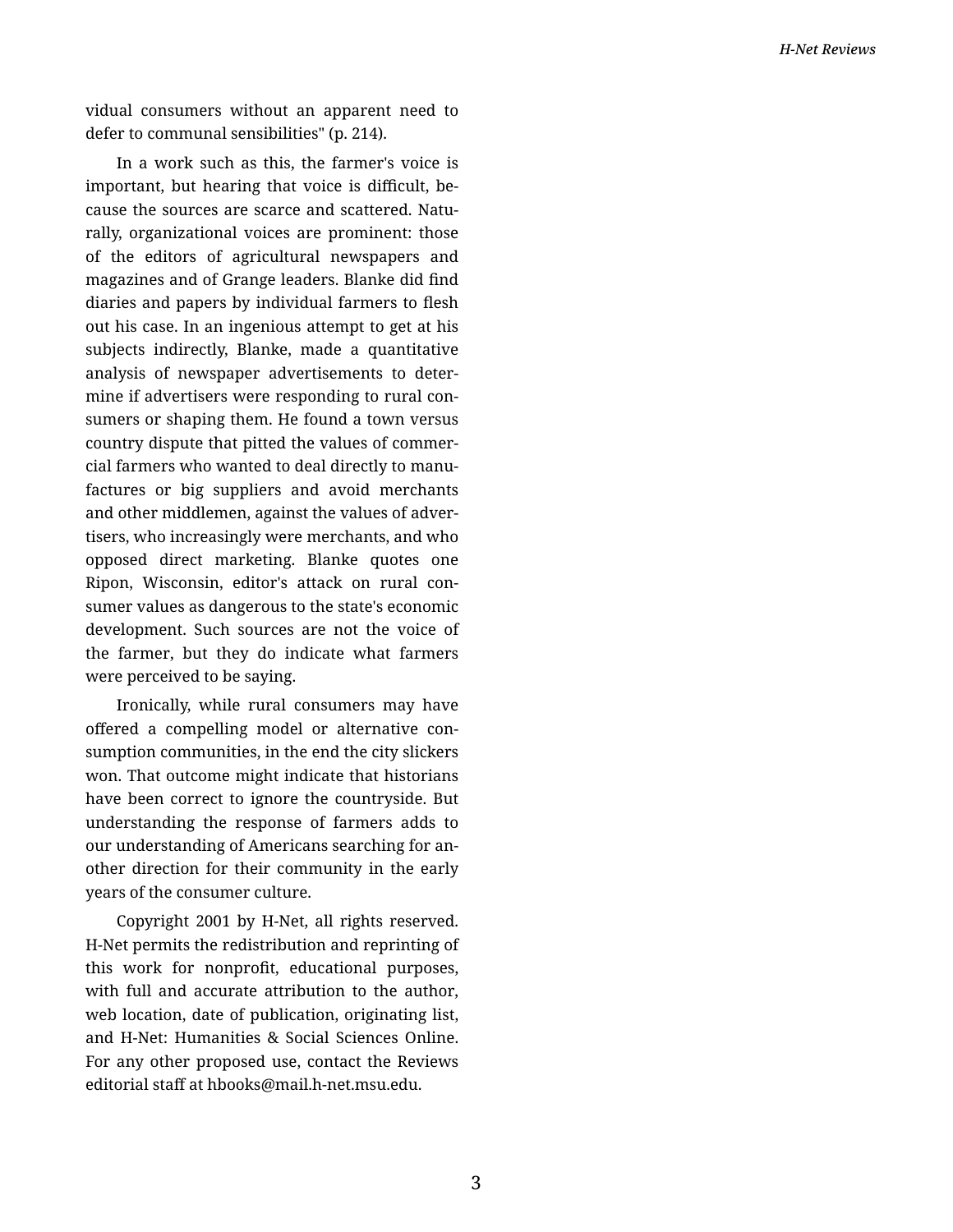vidual consumers without an apparent need to defer to communal sensibilities" (p. 214).

In a work such as this, the farmer's voice is important, but hearing that voice is difficult, because the sources are scarce and scattered. Naturally, organizational voices are prominent: those of the editors of agricultural newspapers and magazines and of Grange leaders. Blanke did find diaries and papers by individual farmers to flesh out his case. In an ingenious attempt to get at his subjects indirectly, Blanke, made a quantitative analysis of newspaper advertisements to determine if advertisers were responding to rural consumers or shaping them. He found a town versus country dispute that pitted the values of commercial farmers who wanted to deal directly to manufactures or big suppliers and avoid merchants and other middlemen, against the values of advertisers, who increasingly were merchants, and who opposed direct marketing. Blanke quotes one Ripon, Wisconsin, editor's attack on rural consumer values as dangerous to the state's economic development. Such sources are not the voice of the farmer, but they do indicate what farmers were perceived to be saying.

Ironically, while rural consumers may have offered a compelling model or alternative consumption communities, in the end the city slickers won. That outcome might indicate that historians have been correct to ignore the countryside. But understanding the response of farmers adds to our understanding of Americans searching for another direction for their community in the early years of the consumer culture.

Copyright 2001 by H-Net, all rights reserved. H-Net permits the redistribution and reprinting of this work for nonprofit, educational purposes, with full and accurate attribution to the author, web location, date of publication, originating list, and H-Net: Humanities & Social Sciences Online. For any other proposed use, contact the Reviews editorial staff at hbooks@mail.h-net.msu.edu.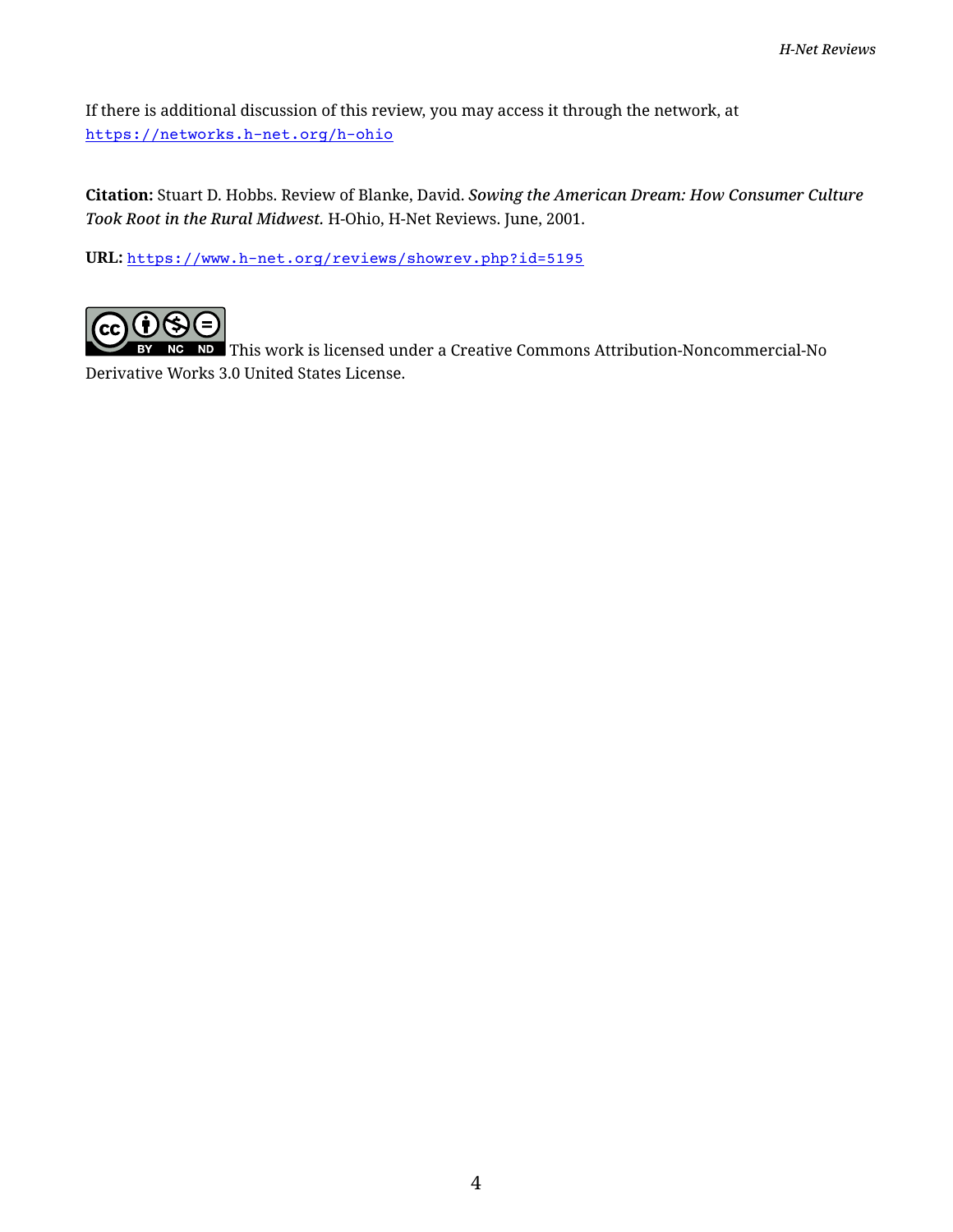If there is additional discussion of this review, you may access it through the network, at https://networks.h-net.org/h-ohio

**Citation:** Stuart D. Hobbs. Review of Blanke, David. *Sowing the American Dream: How Consumer Culture Took Root in the Rural Midwest.* H-Ohio, H-Net Reviews. June, 2001.

**URL:** https://www.h-net.org/reviews/showrev.php?id=5195

This work is licensed under a Creative Commons Attribution-Noncommercial-No Derivative Works 3.0 United States License.